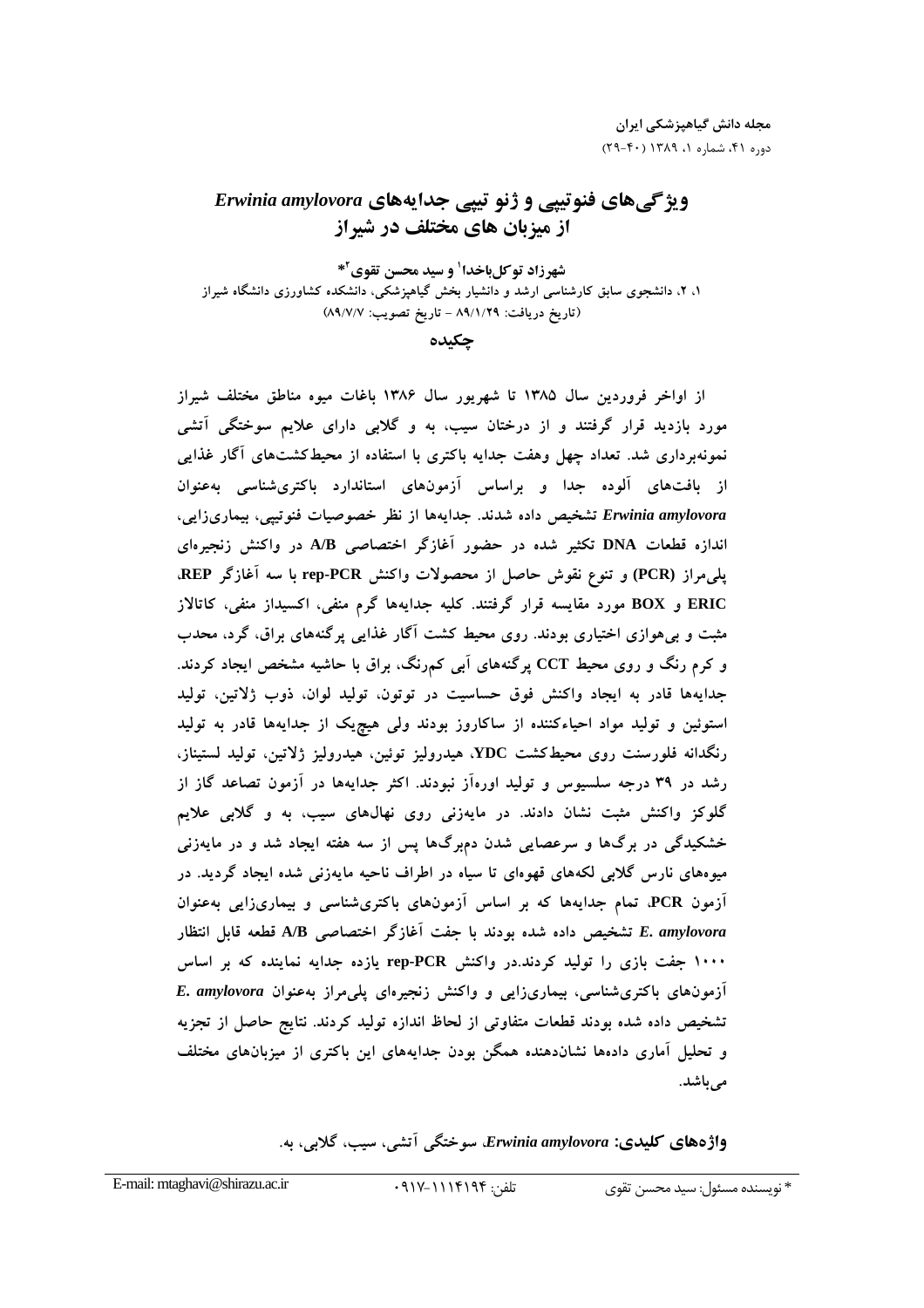# ویژگی‌های فنوتیپی و ژنو تیپی جدایه‌های *Erwinia amylovora* از میزبان های مختلف در شیراز

**شهرزاد توکل‌باخدا[1] و سید محسن تقوی[2]***

۱، ۲، دانشجوی سابق کارشناسی ارشد و دانشیار بخش گیاهپزشکی، دانشکده کشاورزی دانشگاه شیراز
(تاریخ دریافت: ۸۹/۱/۲۹ - تاریخ تصویب: ۸۹/۷/۷)

## چکیده

از اواخر فروردین سال ۱۳۸۵ تا شهریور سال ۱۳۸۶ باغات میوه مناطق مختلف شیراز مورد بازدید قرار گرفتند و از درختان سیب، به و گلابی دارای علایم سوختگی آتشی نمونه‌برداری شد. تعداد چهل وهفت جدایه باکتری با استفاده از محیط‌کشت‌های آگار غذایی از بافت‌های آلوده جدا و براساس آزمون‌های استاندارد باکتری‌شناسی به‌عنوان *Erwinia amylovora* تشخیص داده شدند. جدایه‌ها از نظر خصوصیات فنوتیپی، بیماری‌زایی، اندازه قطعات DNA تکثیر شده در حضور آغازگر اختصاصی A/B در واکنش زنجیره‌ای پلی‌مراز (PCR) و تنوع نقوش حاصل از محصولات واکنش rep-PCR با سه آغازگر REP، ERIC و BOX مورد مقایسه قرار گرفتند. کلیه جدایه‌ها گرم منفی، اکسیداز منفی، کاتالاز مثبت و بی‌هوازی اختیاری بودند. روی محیط کشت آگار غذایی پرگنه‌های براق، گرد، محدب و کرم رنگ و روی محیط CCT پرگنه‌های آبی کم‌رنگ، براق با حاشیه مشخص ایجاد کردند. جدایه‌ها قادر به ایجاد واکنش فوق حساسیت در توتون، تولید لوان، ذوب ژلاتین، تولید استوئین و تولید مواد احیاءکننده از ساکاروز بودند ولی هیچ‌یک از جدایه‌ها قادر به تولید رنگدانه فلورسنت روی محیط‌کشت YDC، هیدرولیز توئین، هیدرولیز ژلاتین، تولید لستیناز، رشد در ۳۹ درجه سلسیوس و تولید اوره‌آز نبودند. اکثر جدایه‌ها در آزمون تصاعد گاز از گلوکز واکنش مثبت نشان دادند. در مایه‌زنی روی نهال‌های سیب، به و گلابی علایم خشکیدگی در برگ‌ها و سرعصایی شدن دم‌برگ‌ها پس از سه هفته ایجاد شد و در مایه‌زنی میوه‌های نارس گلابی لکه‌های قهوه‌ای تا سیاه در اطراف ناحیه مایه‌زنی شده ایجاد گردید. در آزمون PCR، تمام جدایه‌ها که بر اساس آزمون‌های باکتری‌شناسی و بیماری‌زایی به‌عنوان *E. amylovora* تشخیص داده شده بودند با جفت آغازگر اختصاصی A/B قطعه قابل انتظار ۱۰۰۰ جفت بازی را تولید کردند.در واکنش rep-PCR یازده جدایه نماینده که بر اساس آزمون‌های باکتری‌شناسی، بیماری‌زایی و واکنش زنجیره‌ای پلی‌مراز به‌عنوان *E. amylovora* تشخیص داده شده بودند قطعات متفاوتی از لحاظ اندازه تولید کردند. نتایج حاصل از تجزیه و تحلیل آماری داده‌ها نشان‌دهنده همگن بودن جدایه‌های این باکتری از میزبان‌های مختلف می‌باشد.

**واژه‌های کلیدی:** *Erwinia amylovora*، سوختگی آتشی، سیب، گلابی، به.

---

\* نویسنده مسئول: سید محسن تقوی    تلفن: ۱۱۱۴۱۹۴-۰۹۱۷    E-mail: mtaghavi@shirazu.ac.ir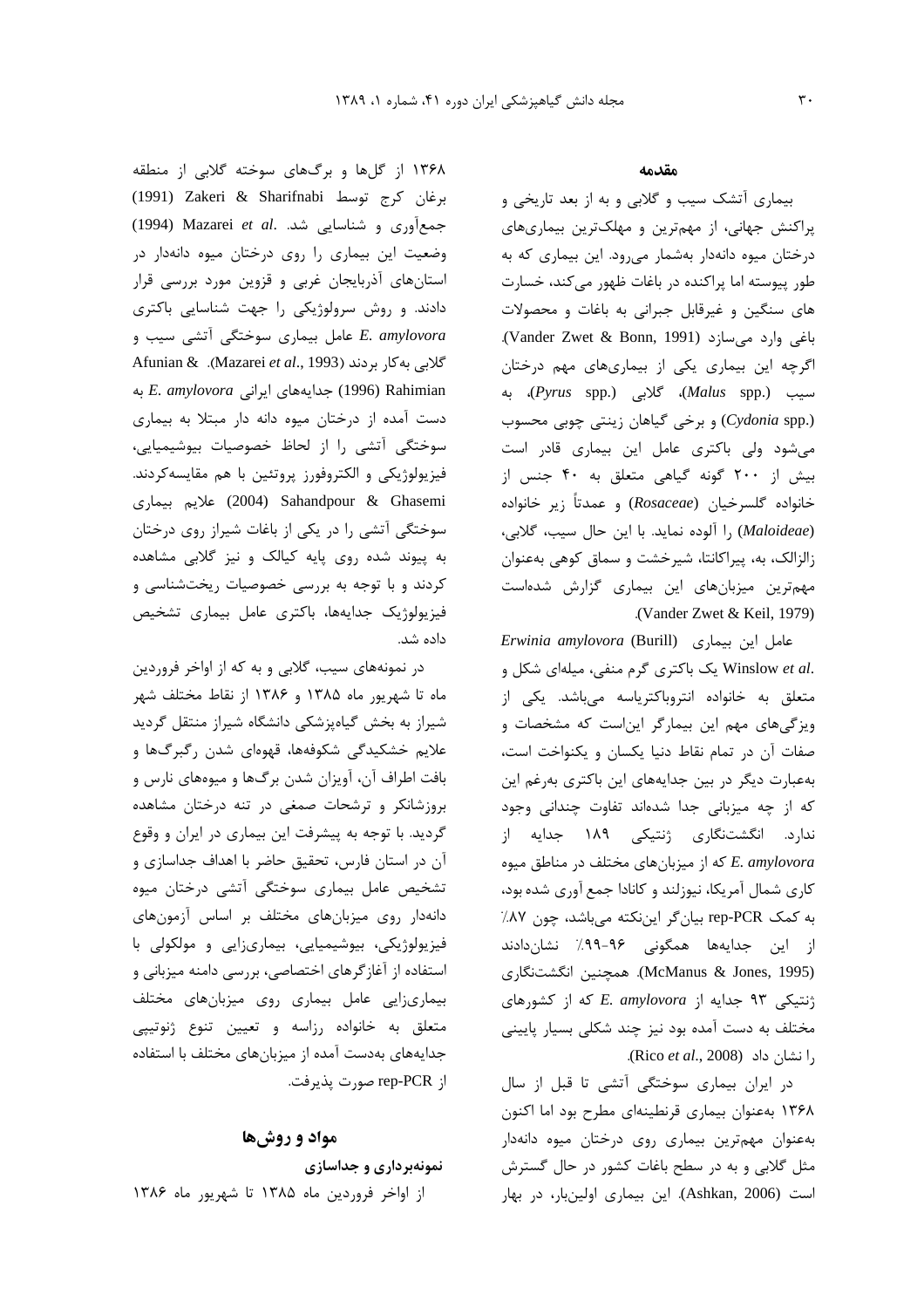## مقدمه

بیماری آتشک سیب و گلابی و به از بعد تاریخی و پراکنش جهانی، از مهم‌ترین و مهلک‌ترین بیماری‌های درختان میوه دانه‌دار به‌شمار می‌رود. این بیماری که به طور پیوسته اما پراکنده در باغات ظهور می‌کند، خسارت های سنگین و غیرقابل جبرانی به باغات و محصولات باغی وارد می‌سازد (Vander Zwet & Bonn, 1991). اگرچه این بیماری یکی از بیماری‌های مهم درختان سیب (*Malus* spp.)، گلابی (*Pyrus* spp.)، به (*Cydonia* spp.) و برخی گیاهان زینتی چوبی محسوب می‌شود ولی باکتری عامل این بیماری قادر است بیش از ۲۰۰ گونه گیاهی متعلق به ۴۰ جنس از خانواده گلسرخیان (*Rosaceae*) و عمدتاً زیر خانواده (*Maloideae*) را آلوده نماید. با این حال سیب، گلابی، زالزالک، به، پیراکانتا، شیرخشت و سماق کوهی به‌عنوان مهم‌ترین میزبان‌های این بیماری گزارش شده‌است (Vander Zwet & Keil, 1979).

عامل این بیماری *Erwinia amylovora* (Burill) Winslow *et al.* یک باکتری گرم منفی، میله‌ای شکل و متعلق به خانواده انتروباکتریاسه می‌باشد. یکی از ویژگی‌های مهم این بیمارگر این‌است که مشخصات و صفات آن در تمام نقاط دنیا یکسان و یکنواخت است، به‌عبارت دیگر در بین جدایه‌های این باکتری به‌رغم این که از چه میزبانی جدا شده‌اند تفاوت چندانی وجود ندارد. انگشت‌نگاری ژنتیکی ۱۸۹ جدایه از *E. amylovora* که از میزبان‌های مختلف در مناطق میوه کاری شمال آمریکا، نیوزلند و کانادا جمع آوری شده بود، به کمک rep-PCR بیان‌گر این‌نکته می‌باشد، چون ۸۷٪ از این جدایه‌ها همگونی ۹۶-۹۹٪ نشان‌دادند (McManus & Jones, 1995). همچنین انگشت‌نگاری ژنتیکی ۹۳ جدایه از *E. amylovora* که از کشورهای مختلف به دست آمده بود نیز چند شکلی بسیار پایینی را نشان داد (Rico *et al.*, 2008).

در ایران بیماری سوختگی آتشی تا قبل از سال ۱۳۶۸ به‌عنوان بیماری قرنطینه‌ای مطرح بود اما اکنون به‌عنوان مهم‌ترین بیماری روی درختان میوه دانه‌دار مثل گلابی و به در سطح باغات کشور در حال گسترش است (Ashkan, 2006). این بیماری اولین‌بار، در بهار ۱۳۶۸ از گل‌ها و برگ‌های سوخته گلابی از منطقه برغان کرج توسط Zakeri & Sharifnabi (1991) جمع‌آوری و شناسایی شد. Mazarei *et al.* (1994) وضعیت این بیماری را روی درختان میوه دانه‌دار در استان‌های آذربایجان غربی و قزوین مورد بررسی قرار دادند. و روش سرولوژیکی را جهت شناسایی باکتری *E. amylovora* عامل بیماری سوختگی آتشی سیب و گلابی به‌کار بردند (Mazarei *et al.*, 1993). Afunian & Rahimian (1996) جدایه‌های ایرانی *E. amylovora* به دست آمده از درختان میوه دانه دار مبتلا به بیماری سوختگی آتشی را از لحاظ خصوصیات بیوشیمیایی، فیزیولوژیکی و الکتروفورز پروتئین با هم مقایسه‌کردند. Sahandpour & Ghasemi (2004) علایم بیماری سوختگی آتشی را در یکی از باغات شیراز روی درختان به پیوند شده روی پایه کیالک و نیز گلابی مشاهده کردند و با توجه به بررسی خصوصیات ریخت‌شناسی و فیزیولوژیک جدایه‌ها، باکتری عامل بیماری تشخیص داده شد.

در نمونه‌های سیب، گلابی و به که از اواخر فروردین ماه تا شهریور ماه ۱۳۸۵ و ۱۳۸۶ از نقاط مختلف شهر شیراز به بخش گیاهپزشکی دانشگاه شیراز منتقل گردید علایم خشکیدگی شکوفه‌ها، قهوه‌ای شدن رگبرگ‌ها و بافت اطراف آن، آویزان شدن برگ‌ها و میوه‌های نارس و بروزشانکر و ترشحات صمغی در تنه درختان مشاهده گردید. با توجه به پیشرفت این بیماری در ایران و وقوع آن در استان فارس، تحقیق حاضر با اهداف جداسازی و تشخیص عامل بیماری سوختگی آتشی درختان میوه دانه‌دار روی میزبان‌های مختلف بر اساس آزمون‌های فیزیولوژیکی، بیوشیمیایی، بیماری‌زایی و مولکولی با استفاده از آغازگرهای اختصاصی، بررسی دامنه میزبانی و بیماری‌زایی عامل بیماری روی میزبان‌های مختلف متعلق به خانواده رزاسه و تعیین تنوع ژنوتیپی جدایه‌های به‌دست آمده از میزبان‌های مختلف با استفاده از rep-PCR صورت پذیرفت.

## مواد و روش‌ها

### نمونه‌برداری و جداسازی

از اواخر فروردین ماه ۱۳۸۵ تا شهریور ماه ۱۳۸۶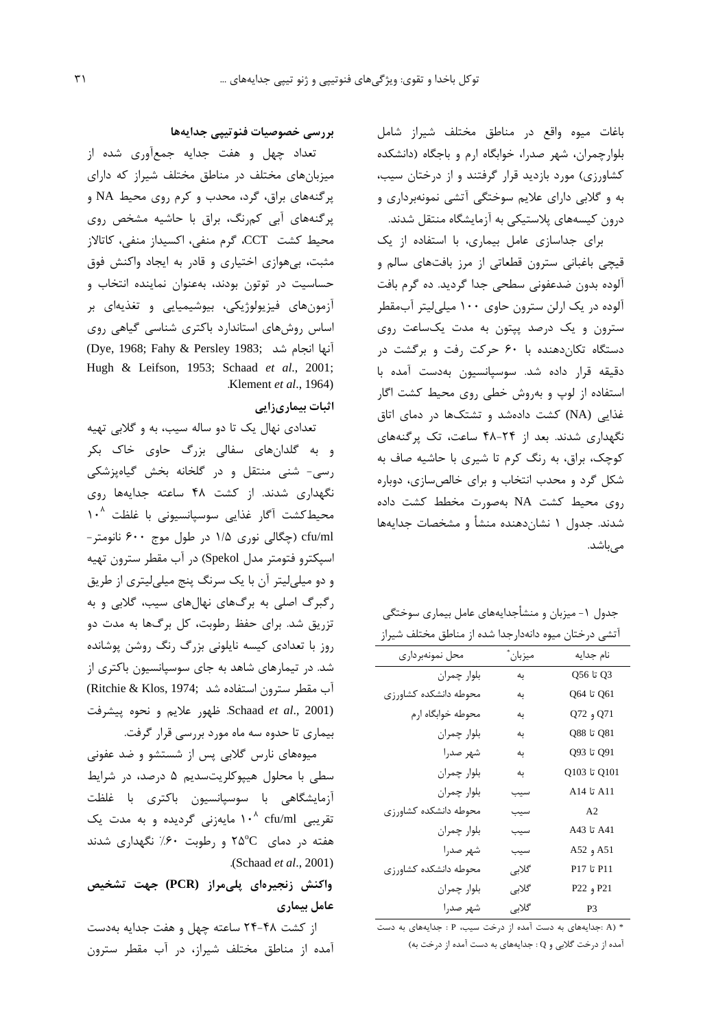باغات میوه واقع در مناطق مختلف شیراز شامل بلوارچمران، شهر صدرا، خوابگاه ارم و باجگاه (دانشکده کشاورزی) مورد بازدید قرار گرفتند و از درختان سیب، به و گلابی دارای علایم سوختگی آتشی نمونه‌برداری و درون کیسه‌های پلاستیکی به آزمایشگاه منتقل شدند.

برای جداسازی عامل بیماری، با استفاده از یک قیچی باغبانی سترون قطعاتی از مرز بافت‌های سالم و آلوده بدون ضدعفونی سطحی جدا گردید. ده گرم بافت آلوده در یک ارلن سترون حاوی ۱۰۰ میلی‌لیتر آب‌مقطر سترون و یک درصد پپتون به مدت یک‌ساعت روی دستگاه تکان‌دهنده با ۶۰ حرکت رفت و برگشت در دقیقه قرار داده شد. سوسپانسیون به‌دست آمده با استفاده از لوپ و به‌روش خطی روی محیط کشت اگار غذایی (NA) کشت داده‌شد و تشتک‌ها در دمای اتاق نگهداری شدند. بعد از ۲۴-۴۸ ساعت، تک پرگنه‌های کوچک، براق، به رنگ کرم تا شیری با حاشیه صاف به شکل گرد و محدب انتخاب و برای خالص‌سازی، دوباره روی محیط کشت NA به‌صورت مخطط کشت داده شدند. جدول ۱ نشان‌دهنده منشأ و مشخصات جدایه‌ها می‌باشد.

جدول ۱- میزبان و منشأجدایه‌های عامل بیماری سوختگی آتشی درختان میوه دانه‌دارجدا شده از مناطق مختلف شیراز

| نام جدایه | میزبان* | محل نمونه‌برداری |
|---|---|---|
| Q3 تا Q56 | به | بلوار چمران |
| Q61 تا Q64 | به | محوطه دانشکده کشاورزی |
| Q71 و Q72 | به | محوطه خوابگاه ارم |
| Q81 تا Q88 | به | بلوار چمران |
| Q91 تا Q93 | به | شهر صدرا |
| Q101 تا Q103 | به | بلوار چمران |
| A11 تا A14 | سیب | بلوار چمران |
| A2 | سیب | محوطه دانشکده کشاورزی |
| A41 تا A43 | سیب | بلوار چمران |
| A51 و A52 | سیب | شهر صدرا |
| P11 تا P17 | گلابی | محوطه دانشکده کشاورزی |
| P21 و P22 | گلابی | بلوار چمران |
| P3 | گلابی | شهر صدرا |

* (A) :جدایه‌های به دست آمده از درخت سیب، P : جدایه‌های به دست آمده از درخت گلابی و Q : جدایه‌های به دست آمده از درخت به)

## بررسی خصوصیات فنوتیپی جدایه‌ها

تعداد چهل و هفت جدایه جمع‌آوری شده از میزبان‌های مختلف در مناطق مختلف شیراز که دارای پرگنه‌های براق، گرد، محدب و کرم روی محیط NA و پرگنه‌های آبی کم‌رنگ، براق با حاشیه مشخص روی محیط کشت CCT، گرم منفی، اکسیداز منفی، کاتالاز مثبت، بی‌هوازی اختیاری و قادر به ایجاد واکنش فوق حساسیت در توتون بودند، به‌عنوان نماینده انتخاب و آزمون‌های فیزیولوژیکی، بیوشیمیایی و تغذیه‌ای بر اساس روش‌های استاندارد باکتری شناسی گیاهی روی آنها انجام شد (Dye, 1968; Fahy & Persley 1983; Hugh & Leifson, 1953; Schaad *et al*., 2001; Klement *et al*., 1964).

## اثبات بیماری‌زایی

تعدادی نهال یک تا دو ساله سیب، به و گلابی تهیه و به گلدان‌های سفالی بزرگ حاوی خاک بکر رسی- شنی منتقل و در گلخانه بخش گیاه‌پزشکی نگهداری شدند. از کشت ۴۸ ساعته جدایه‌ها روی محیط‌کشت آگار غذایی سوسپانسیونی با غلظت $10^8$ cfu/ml (چگالی نوری ۱/۵ در طول موج ۶۰۰ نانومتر- اسپکترو فتومتر مدل Spekol) در آب مقطر سترون تهیه و دو میلی‌لیتر آن با یک سرنگ پنج میلی‌لیتری از طریق رگبرگ اصلی به برگ‌های نهال‌های سیب، گلابی و به تزریق شد. برای حفظ رطوبت، کل برگ‌ها به مدت دو روز با تعدادی کیسه نایلونی بزرگ رنگ روشن پوشانده شد. در تیمارهای شاهد به جای سوسپانسیون باکتری از آب مقطر سترون استفاده شد (Ritchie & Klos, 1974; Schaad *et al*., 2001). ظهور علایم و نحوه پیشرفت بیماری تا حدوه سه ماه مورد بررسی قرار گرفت.

میوه‌های نارس گلابی پس از شستشو و ضد عفونی سطحی با محلول هیپوکلریت‌سدیم ۵ درصد، در شرایط آزمایشگاهی با سوسپانسیون باکتری با غلظت تقریبی $10^8$ cfu/ml مایه‌زنی گردیده و به مدت یک هفته در دمای $25^{o}C$ و رطوبت ۶۰٪ نگهداری شدند (Schaad *et al*., 2001).

## واکنش زنجیره‌ای پلی‌مراز (PCR) جهت تشخیص عامل بیماری

از کشت ۴۸-۲۴ ساعته چهل و هفت جدایه به‌دست آمده از مناطق مختلف شیراز، در آب مقطر سترون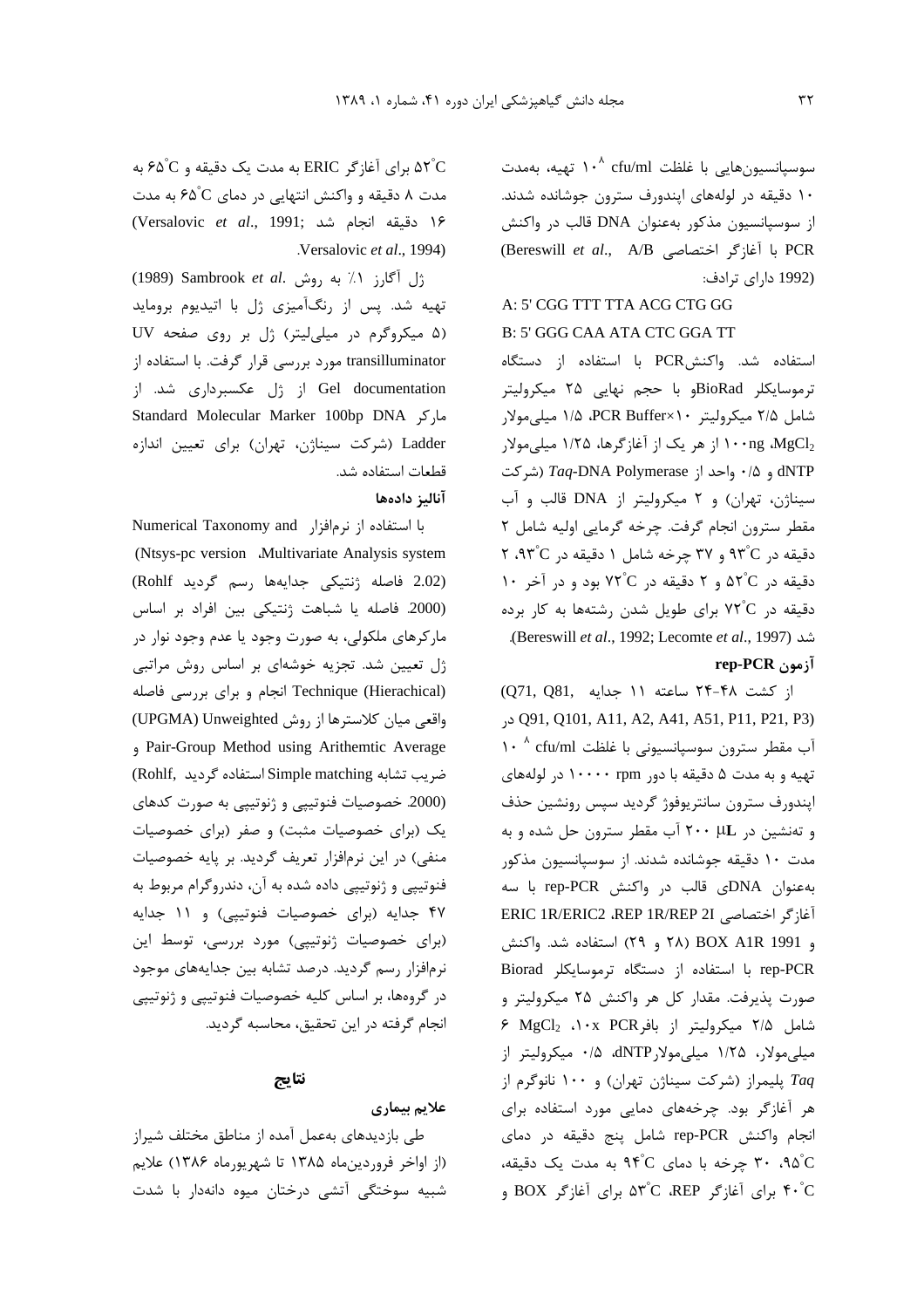سوسپانسیون‌هایی با غلظت $10^8$ cfu/ml تهیه، به‌مدت ۱۰ دقیقه در لوله‌های اپندورف سترون جوشانده شدند. از سوسپانسیون مذکور به‌عنوان DNA قالب در واکنش PCR با آغازگر اختصاصی A/B (Bereswill *et al*., 1992) دارای ترادف:

A: 5' CGG TTT TTA ACG CTG GG

B: 5' GGG CAA ATA CTC GGA TT

استفاده شد. واکنشPCR با استفاده از دستگاه ترموسایکلر BioRadو با حجم نهایی ۲۵ میکرولیتر شامل ۲/۵ میکرولیتر PCR Buffer×۱۰، ۱/۵ میلی‌مولار $MgCl_2$، ۱۰۰ng از هر یک از آغازگرها، ۱/۲۵ میلی‌مولار dNTP و ۰/۵ واحد از *Taq*-DNA Polymerase (شرکت سیناژن، تهران) و ۲ میکرولیتر از DNA قالب و آب مقطر سترون انجام گرفت. چرخه گرمایی اولیه شامل ۲ دقیقه در ۹۳°C و ۳۷ چرخه شامل ۱ دقیقه در ۹۳°C، ۲ دقیقه در ۵۲°C و ۲ دقیقه در ۷۲°C بود و در آخر ۱۰ دقیقه در ۷۲°C برای طویل شدن رشته‌ها به کار برده شد (Bereswill *et al*., 1992; Lecomte *et al*., 1997).

### آزمون rep-PCR

از کشت ۴۸-۲۴ ساعته ۱۱ جدایه (Q71, Q81, Q91, Q101, A11, A2, A41, A51, P11, P21, P3) در آب مقطر سترون سوسپانسیونی با غلظت $10^8$ cfu/ml تهیه و به مدت ۵ دقیقه با دور ۱۰۰۰۰ rpm در لوله‌های اپندورف سترون سانتریوفوژ گردید سپس رونشین حذف و ته‌نشین در ۲۰۰ μL آب مقطر سترون حل شده و به مدت ۱۰ دقیقه جوشانده شدند. از سوسپانسیون مذکور به‌عنوان DNAی قالب در واکنش rep-PCR با سه آغازگر اختصاصی ERIC 1R/ERIC2 ،REP 1R/REP 2I و BOX A1R 1991 (۲۸ و ۲۹) استفاده شد. واکنش rep-PCR با استفاده از دستگاه ترموسایکلر Biorad صورت پذیرفت. مقدار کل هر واکنش ۲۵ میکرولیتر و شامل ۲/۵ میکرولیتر از بافرPCR ۱۰x، ۶ $MgCl_2$ میلی‌مولار، ۱/۲۵ میلی‌مولارdNTP، ۰/۵ میکرولیتر از *Taq* پلیمراز (شرکت سیناژن تهران) و ۱۰۰ نانوگرم از هر آغازگر بود. چرخه‌های دمایی مورد استفاده برای انجام واکنش rep-PCR شامل پنج دقیقه در دمای ۹۵°C، ۳۰ چرخه با دمای ۹۴°C به مدت یک دقیقه، ۴۰°C برای آغازگر BOX و ۵۳°C REP، ۵۲°C برای آغازگر ERIC به مدت یک دقیقه و ۶۵°C به مدت ۸ دقیقه و واکنش انتهایی در دمای ۶۵°C به مدت ۱۶ دقیقه انجام شد (Versalovic *et al*., 1991; Versalovic *et al*., 1994).

ژل آگارز ۱٪ به روش Sambrook *et al*. (1989) تهیه شد. پس از رنگ‌آمیزی ژل با اتیدیوم بروماید (۵ میکروگرم در میلی‌لیتر) ژل بر روی صفحه UV transilluminator مورد بررسی قرار گرفت. با استفاده از Gel documentation از ژل عکسبرداری شد. از مارکر Standard Molecular Marker 100bp DNA Ladder (شرکت سیناژن، تهران) برای تعیین اندازه قطعات استفاده شد.

### آنالیز داده‌ها

با استفاده از نرم‌افزار Numerical Taxonomy and Multivariate Analysis system، (Ntsys-pc version 2.02) فاصله ژنتیکی جدایه‌ها رسم گردید (Rohlf 2000). فاصله یا شباهت ژنتیکی بین افراد بر اساس مارکرهای ملکولی، به صورت وجود یا عدم وجود نوار در ژل تعیین شد. تجزیه خوشه‌ای بر اساس روش مراتبی (Hierachical) Technique انجام و برای بررسی فاصله واقعی میان کلاسترها از روش Unweighted (UPGMA) Pair-Group Method using Arithemtic Average و ضریب تشابه Simple matching استفاده گردید (Rohlf, 2000). خصوصیات فنوتیپی و ژنوتیپی به صورت کدهای یک (برای خصوصیات مثبت) و صفر (برای خصوصیات منفی) در این نرم‌افزار تعریف گردید. بر پایه خصوصیات فنوتیپی و ژنوتیپی داده شده به آن، دندروگرام مربوط به ۴۷ جدایه (برای خصوصیات فنوتیپی) و ۱۱ جدایه (برای خصوصیات ژنوتیپی) مورد بررسی، توسط این نرم‌افزار رسم گردید. درصد تشابه بین جدایه‌های موجود در گروه‌ها، بر اساس کلیه خصوصیات فنوتیپی و ژنوتیپی انجام گرفته در این تحقیق، محاسبه گردید.

## نتایج

### علایم بیماری

طی بازدیدهای به‌عمل آمده از مناطق مختلف شیراز (از اواخر فروردین‌ماه ۱۳۸۵ تا شهریورماه ۱۳۸۶) علایم شبیه سوختگی آتشی درختان میوه دانه‌دار با شدت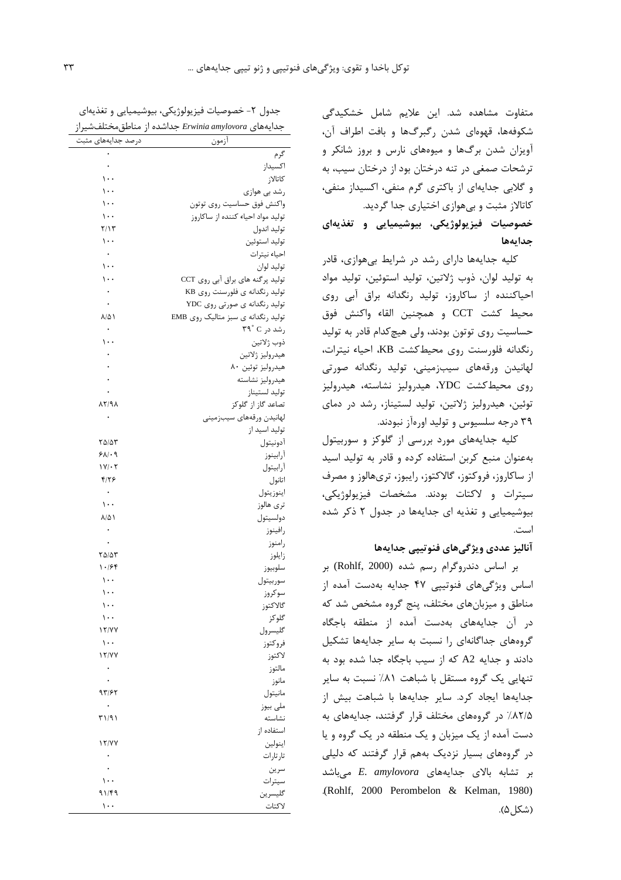متفاوت مشاهده شد. این علایم شامل خشکیدگی شکوفه‌ها، قهوه‌ای شدن رگبرگ‌ها و بافت اطراف آن، آویزان شدن برگ‌ها و میوه‌های نارس و بروز شانکر و ترشحات صمغی در تنه درختان بود از درختان سیب، به و گلابی جدایه‌ای از باکتری گرم منفی، اکسیداز منفی، کاتالاز مثبت و بی‌هوازی اختیاری جدا گردید.

**خصوصیات فیزیولوژیکی، بیوشیمیایی و تغذیه‌ای جدایه‌ها**

کلیه جدایه‌ها دارای رشد در شرایط بی‌هوازی، قادر به تولید لوان، ذوب ژلاتین، تولید استوئین، تولید مواد احیاکننده از ساکاروز، تولید رنگدانه براق آبی روی محیط کشت CCT و همچنین القاء واکنش فوق حساسیت روی توتون بودند، ولی هیچ‌کدام قادر به تولید رنگدانه فلورسنت روی محیط‌کشت KB، احیاء نیترات، لهانیدن ورقه‌های سیب‌زمینی، تولید رنگدانه صورتی روی محیط‌کشت YDC، هیدرولیز نشاسته، هیدرولیز توئین، هیدرولیز ژلاتین، تولید لستیناز، رشد در دمای ۳۹ درجه سلسیوس و تولید اوره‌آز نبودند.

کلیه جدایه‌های مورد بررسی از گلوکز و سوربیتول به‌عنوان منبع کربن استفاده کرده و قادر به تولید اسید از ساکاروز، فروکتوز، گالاکتوز، رایبوز، تری‌هالوز و مصرف سیترات و لاکتات بودند. مشخصات فیزیولوژیکی، بیوشیمیایی و تغذیه ای جدایه‌ها در جدول ۲ ذکر شده است.

جدول ۲- خصوصیات فیزیولوژیکی، بیوشیمیایی و تغذیه‌ای جدایه‌های *Erwinia amylovora* جداشده از مناطق‌مختلف‌شیراز

| آزمون | درصد جدایه‌های مثبت |
|---|---|
| گرم | ۰ |
| اکسیداز | ۰ |
| کاتالاز | ۱۰۰ |
| رشد بی هوازی | ۱۰۰ |
| واکنش فوق حساسیت روی توتون | ۱۰۰ |
| تولید مواد احیاء کننده از ساکاروز | ۱۰۰ |
| تولید اندول | ۲/۱۳ |
| تولید استوئین | ۱۰۰ |
| احیاء نیترات | ۰ |
| تولید لوان | ۱۰۰ |
| تولید پرگنه های براق آبی روی CCT | ۱۰۰ |
| تولید رنگدانه ی فلورسنت روی KB | ۰ |
| تولید رنگدانه ی صورتی روی YDC | ۰ |
| تولید رنگدانه ی سبز متالیک روی EMB | ۸/۵۱ |
| رشد در $39^{\circ}C$ | ۰ |
| ذوب ژلاتین | ۱۰۰ |
| هیدرولیز ژلاتین | ۰ |
| هیدرولیز توئین ۸۰ | ۰ |
| هیدرولیز نشاسته | ۰ |
| تولید لستیناز | ۰ |
| تصاعد گاز از گلوکز | ۸۲/۹۸ |
| لهانیدن ورقه‌های سیب‌زمینی | ۰ |
| تولید اسید از | |
| آدونیتول | ۲۵/۵۳ |
| آرابینوز | ۶۸/۰۹ |
| آرابیتول | ۱۷/۰۲ |
| اتانول | ۴/۲۶ |
| اینوزیتول | ۰ |
| تری هالوز | ۱۰۰ |
| دولسیتول | ۸/۵۱ |
| رافینوز | ۰ |
| رامنوز | ۰ |
| زایلوز | ۲۵/۵۳ |
| سلوبیوز | ۱۰/۶۴ |
| سوربیتول | ۱۰۰ |
| سوکروز | ۱۰۰ |
| گالاکتوز | ۱۰۰ |
| گلوکز | ۱۰۰ |
| گلیسرول | ۱۲/۷۷ |
| فروکتوز | ۱۰۰ |
| لاکتوز | ۱۲/۷۷ |
| مالتوز | ۰ |
| مانوز | ۰ |
| مانیتول | ۹۳/۶۲ |
| ملی بیوز | ۰ |
| نشاسته | ۳۱/۹۱ |
| استفاده از | |
| اینولین | ۱۲/۷۷ |
| تارتارات | ۰ |
| سرین | ۰ |
| سیترات | ۱۰۰ |
| گلیسرین | ۹۱/۴۹ |
| لاکتات | ۱۰۰ |

**آنالیز عددی ویژگی‌های فنوتیپی جدایه‌ها**

بر اساس دندروگرام رسم شده (Rohlf, 2000) بر اساس ویژگی‌های فنوتیپی ۴۷ جدایه به‌دست آمده از مناطق و میزبان‌های مختلف، پنج گروه مشخص شد که در آن جدایه‌های به‌دست آمده از منطقه باجگاه گروه‌های جداگانه‌ای را نسبت به سایر جدایه‌ها تشکیل دادند و جدایه A2 که از سیب باجگاه جدا شده بود به تنهایی یک گروه مستقل با شباهت ۸۱٪ نسبت به سایر جدایه‌ها ایجاد کرد. سایر جدایه‌ها با شباهت بیش از ۸۲/۵٪ در گروه‌های مختلف قرار گرفتند، جدایه‌های به دست آمده از یک میزبان و یک منطقه در یک گروه و یا در گروه‌های بسیار نزدیک به‌هم قرار گرفتند که دلیلی بر تشابه بالای جدایه‌های *E. amylovora* می‌باشد (Rohlf, 2000 Perombelon & Kelman, 1980). (شکل ۵).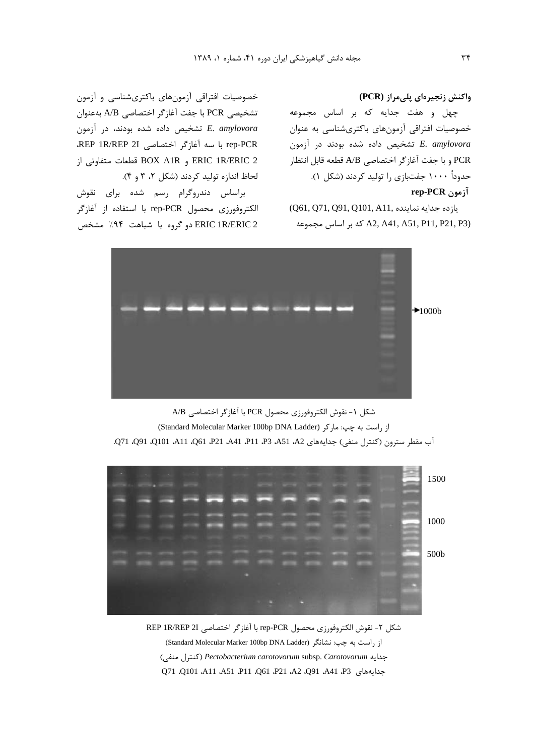## واکنش زنجیره‌ای پلی‌مراز (PCR)

چهل و هفت جدایه که بر اساس مجموعه خصوصیات افتراقی آزمون‌های باکتری‌شناسی به عنوان *E. amylovora* تشخیص داده شده بودند در آزمون PCR و با جفت آغازگر اختصاصی A/B قطعه قابل انتظار حدوداً ۱۰۰۰ جفت‌بازی را تولید کردند (شکل ۱).

### آزمون rep-PCR

یازده جدایه نماینده (Q61, Q71, Q91, Q101, A11, A2, A41, A51, P11, P21, P3) که بر اساس مجموعه خصوصیات افتراقی آزمون‌های باکتری‌شناسی و آزمون تشخیصی PCR با جفت آغازگر اختصاصی A/B به‌عنوان *E. amylovora* تشخیص داده شده بودند، در آزمون rep-PCR با سه آغازگر اختصاصی REP 1R/REP 2I، ERIC 1R/ERIC 2 و BOX A1R قطعات متفاوتی از لحاظ اندازه تولید کردند (شکل ۲، ۳ و ۴).

براساس دندروگرام رسم شده برای نقوش الکتروفورزی محصول rep-PCR با استفاده از آغازگر ERIC 1R/ERIC 2 دو گروه با شباهت ۹۴٪ مشخص

1000b

شکل ۱- نقوش الکتروفورزی محصول PCR با آغازگر اختصاصی A/B

از راست به چپ: مارکر (Standard Molecular Marker 100bp DNA Ladder)

آب مقطر سترون (کنترل منفی) جدایه‌های A2، A51، P3، P11، A41، P21، Q61، A11، Q101، Q91، Q71.

1500

1000

500b

شکل ۲- نقوش الکتروفورزی محصول rep-PCR با آغازگر اختصاصی REP 1R/REP 2I

از راست به چپ: نشانگر (Standard Molecular Marker 100bp DNA Ladder)

جدایه *Pectobacterium carotovorum* subsp. *Carotovorum* (کنترل منفی)

جدایه‌های P3، A41، Q91، A2، P21، Q61، P11، A51، A11، Q101، Q71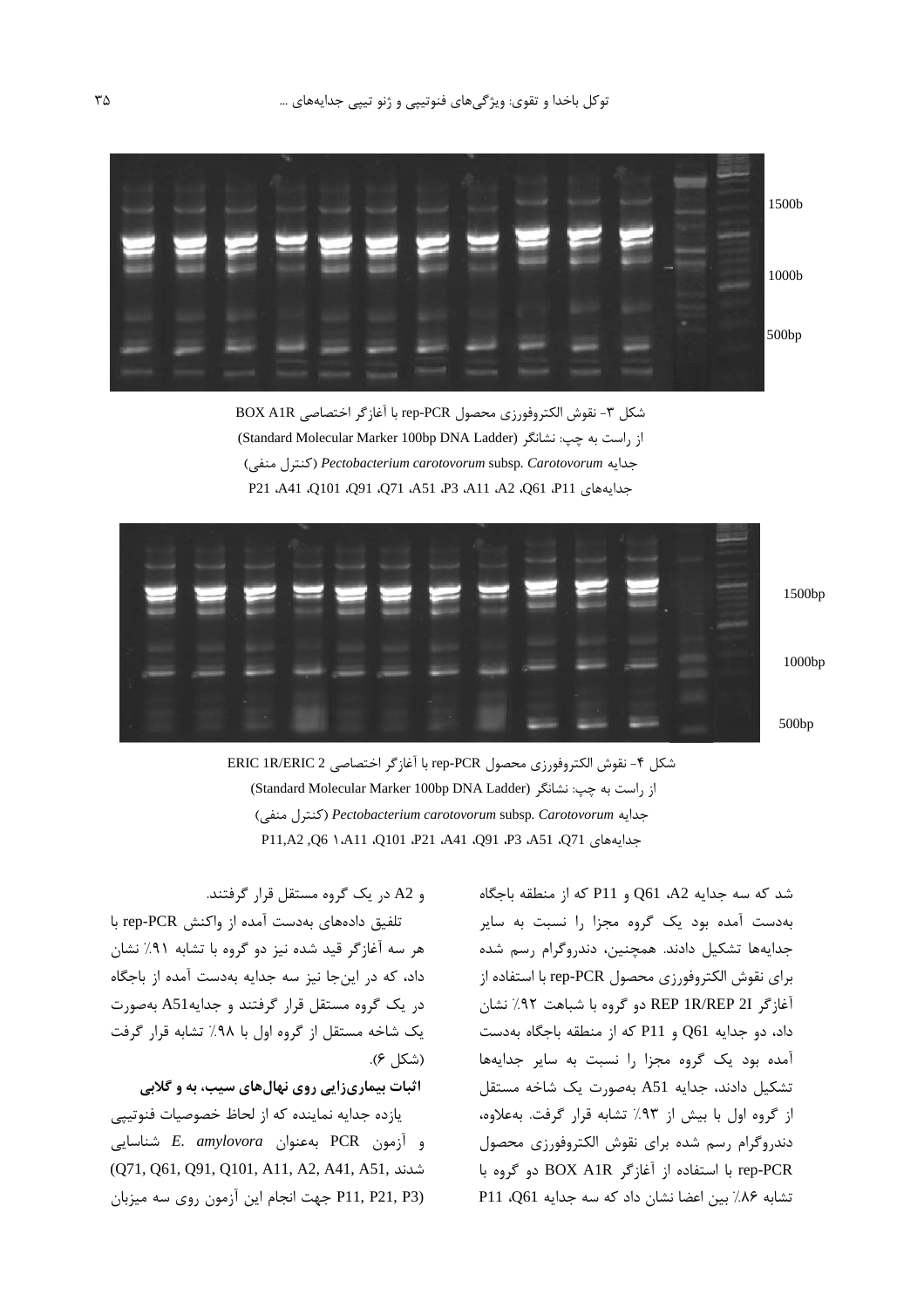شکل ۳- نقوش الکتروفورزی محصول rep-PCR با آغازگر اختصاصی BOX A1R

از راست به چپ: نشانگر (Standard Molecular Marker 100bp DNA Ladder)

جدایه *Pectobacterium carotovorum* subsp. *Carotovorum* (کنترل منفی)

جدایه‌های P11، Q61، A2، A11، P3، A51، Q71، Q91، Q101، A41، P21

شکل ۴- نقوش الکتروفورزی محصول rep-PCR با آغازگر اختصاصی ERIC 1R/ERIC 2

از راست به چپ: نشانگر (Standard Molecular Marker 100bp DNA Ladder)

جدایه *Pectobacterium carotovorum* subsp. *Carotovorum* (کنترل منفی)

جدایه‌های Q71، A51، P3، Q91، A41، P21، Q101، A11، Q6 ۱، P11,A2

شد که سه جدایه Q61، A2 و P11 که از منطقه باجگاه به‌دست آمده بود یک گروه مجزا را نسبت به سایر جدایه‌ها تشکیل دادند. همچنین، دندروگرام رسم شده برای نقوش الکتروفورزی محصول rep-PCR با استفاده از آغازگر REP 1R/REP 2I دو گروه با شباهت ۹۲٪ نشان داد، دو جدایه Q61 و P11 که از منطقه باجگاه به‌دست آمده بود یک گروه مجزا را نسبت به سایر جدایه‌ها تشکیل دادند، جدایه A51 به‌صورت یک شاخه مستقل از گروه اول با بیش از ۹۳٪ تشابه قرار گرفت. به‌علاوه، دندروگرام رسم شده برای نقوش الکتروفورزی محصول rep-PCR با استفاده از آغازگر BOX A1R دو گروه با تشابه ۸۶٪ بین اعضا نشان داد که سه جدایه Q61، P11 و A2 در یک گروه مستقل قرار گرفتند.

تلفیق داده‌های به‌دست آمده از واکنش rep-PCR با هر سه آغازگر قید شده نیز دو گروه با تشابه ۹۱٪ نشان داد، که در این‌جا نیز سه جدایه به‌دست آمده از باجگاه در یک گروه مستقل قرار گرفتند و جدایهA51 به‌صورت یک شاخه مستقل از گروه اول با ۹۸٪ تشابه قرار گرفت (شکل ۶).

**اثبات بیماری‌زایی روی نهال‌های سیب، به و گلابی**

یازده جدایه نماینده که از لحاظ خصوصیات فنوتیپی و آزمون PCR به‌عنوان *E. amylovora* شناسایی شدند (Q71, Q61, Q91, Q101, A11, A2, A41, A51, P11, P21, P3) جهت انجام این آزمون روی سه میزبان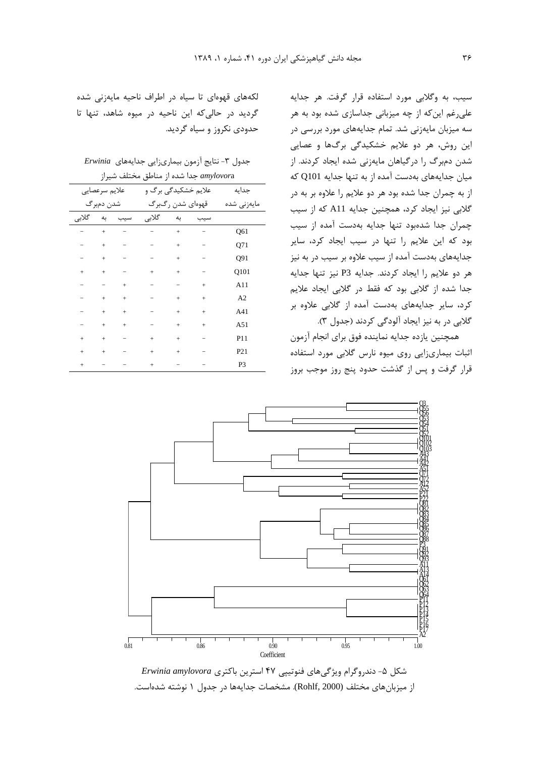سیب، به وگلابی مورد استفاده قرار گرفت. هر جدایه علی‌رغم این‌که از چه میزبانی جداسازی شده بود به هر سه میزبان مایه‌زنی شد. تمام جدایه‌های مورد بررسی در این روش، هر دو علایم خشکیدگی برگ‌ها و عصایی شدن دم‌برگ را درگیاهان مایه‌زنی شده ایجاد کردند. از میان جدایه‌های به‌دست آمده از به تنها جدایه Q101 که از به چمران جدا شده بود هر دو علایم را علاوه بر به در گلابی نیز ایجاد کرد، همچنین جدایه A11 که از سیب چمران جدا شده‌بود تنها جدایه به‌دست آمده از سیب بود که این علایم را تنها در سیب ایجاد کرد، سایر جدایه‌های به‌دست آمده از سیب علاوه بر سیب در به نیز هر دو علایم را ایجاد کردند. جدایه P3 نیز تنها جدایه جدا شده از گلابی بود که فقط در گلابی ایجاد علایم کرد، سایر جدایه‌های به‌دست آمده از گلابی علاوه بر گلابی در به نیز ایجاد آلودگی کردند (جدول ۳).

همچنین یازده جدایه نماینده فوق برای انجام آزمون اثبات بیماریزایی روی میوه نارس گلابی مورد استفاده قرار گرفت و پس از گذشت حدود پنج روز موجب بروز لکه‌های قهوه‌ای تا سیاه در اطراف ناحیه مایه‌زنی شده گردید در حالی‌که این ناحیه در میوه شاهد، تنها تا حدودی نکروز و سیاه گردید.

جدول ۳- نتایج آزمون بیماری‌زایی جدایه‌های *Erwinia amylovora* جدا شده از مناطق مختلف شیراز

| جدایه مایه‌زنی شده | علایم خشکیدگی برگ و قهوه‌ای شدن رگ‌برگ | | | علایم سرعصایی شدن دم‌برگ | | |
|---|---|---|---|---|---|---|
| | سیب | به | گلابی | سیب | به | گلابی |
| Q61 | − | + | − | − | + | − |
| Q71 | − | + | − | − | + | − |
| Q91 | − | + | − | − | + | − |
| Q101 | − | + | + | − | + | + |
| A11 | + | − | − | + | − | − |
| A2 | + | + | − | + | + | − |
| A41 | + | + | − | + | + | − |
| A51 | + | + | − | + | + | − |
| P11 | − | + | + | − | + | + |
| P21 | − | + | + | − | + | + |
| P3 | − | − | + | − | − | + |

شکل ۵- دندروگرام ویژگی‌های فنوتیپی ۴۷ استرین باکتری *Erwinia amylovora* از میزبان‌های مختلف (Rohlf, 2000). مشخصات جدایه‌ها در جدول ۱ نوشته شده‌است.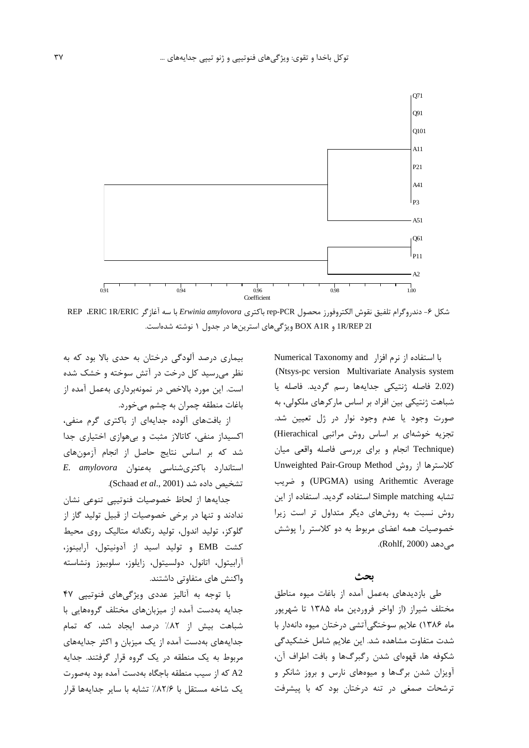شکل ۶- دندروگرام تلفیق نقوش الکتروفورز محصول rep-PCR باکتری *Erwinia amylovora* با سه آغازگر ERIC 1R/ERIC ،REP 1R/REP 2I و BOX A1R ویژگی‌های استرین‌ها در جدول ۱ نوشته شده‌است.

با استفاده از نرم افزار Numerical Taxonomy and (Ntsys-pc version Multivariate Analysis system 2.02) فاصله ژنتیکی جدایه‌ها رسم گردید. فاصله یا شباهت ژنتیکی بین افراد بر اساس مارکرهای ملکولی، به صورت وجود یا عدم وجود نوار در ژل تعیین شد. تجزیه خوشه‌ای بر اساس روش مراتبی (Hierachical Technique) انجام و برای بررسی فاصله واقعی میان کلاسترها از روش Unweighted Pair-Group Method using Arithemtic Average (UPGMA) و ضریب تشابه Simple matching استفاده گردید. استفاده از این روش نسبت به روش‌های دیگر متداول تر است زیرا خصوصیات همه اعضای مربوط به دو کلاستر را پوشش می‌دهد (Rohlf, 2000).

## بحث

طی بازدیدهای به‌عمل آمده از باغات میوه مناطق مختلف شیراز (از اواخر فروردین ماه ۱۳۸۵ تا شهریور ماه ۱۳۸۶) علایم سوختگی‌آتشی درختان میوه دانه‌دار با شدت متفاوت مشاهده شد. این علایم شامل خشکیدگی شکوفه ها، قهوه‌ای شدن رگبرگ‌ها و بافت اطراف آن، آویزان شدن برگ‌ها و میوه‌های نارس و بروز شانکر و ترشحات صمغی در تنه درختان بود که با پیشرفت بیماری درصد آلودگی درختان به حدی بالا بود که به نظر می‌رسید کل درخت در آتش سوخته و خشک شده است. این مورد بالاخص در نمونه‌برداری به‌عمل آمده از باغات منطقه چمران به چشم می‌خورد.

از بافت‌های آلوده جدایه‌ای از باکتری گرم منفی، اکسیداز منفی، کاتالاز مثبت و بی‌هوازی اختیاری جدا شد که بر اساس نتایج حاصل از انجام آزمون‌های استاندارد باکتری‌شناسی به‌عنوان *E. amylovora* تشخیص داده شد (Schaad *et al*., 2001).

جدایه‌ها از لحاظ خصوصیات فنوتیپی تنوعی نشان ندادند و تنها در برخی خصوصیات از قبیل تولید گاز از گلوکز، تولید اندول، تولید رنگدانه متالیک روی محیط کشت EMB و تولید اسید از آدونیتول، آرابینوز، آرابیتول، اتانول، دولسیتول، زایلوز، سلوبیوز ونشاسته واکنش های متفاوتی داشتند.

با توجه به آنالیز عددی ویژگی‌های فنوتیپی ۴۷ جدایه به‌دست آمده از میزبان‌های مختلف گروههایی با شباهت بیش از ۸۲٪ درصد ایجاد شد، که تمام جدایه‌های به‌دست آمده از یک میزبان و اکثر جدایه‌های مربوط به یک منطقه در یک گروه قرار گرفتند. جدایه A2 که از سیب منطقه باجگاه به‌دست آمده بود به‌صورت یک شاخه مستقل با ۸۲/۶٪ تشابه با سایر جدایه‌ها قرار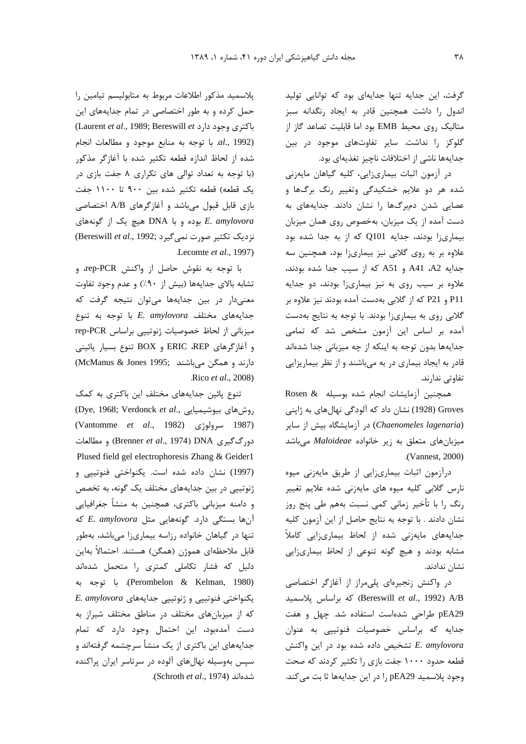گرفت، این جدایه تنها جدایه‌ای بود که توانایی تولید اندول را داشت همچنین قادر به ایجاد رنگدانه سبز متالیک روی محیط EMB بود اما قابلیت تصاعد گاز از گلوکز را نداشت. سایر تفاوت‌های موجود در بین جدایه‌ها ناشی از اختلافات ناچیز تغذیه‌ای بود.

در آزمون اثبات بیماری‌زایی، کلیه گیاهان مایه‌زنی شده هر دو علایم خشکیدگی وتغییر رنگ برگ‌ها و عصایی شدن دمبرگ‌ها را نشان دادند. جدایه‌های به دست آمده از یک میزبان، به‌خصوص روی همان میزبان بیماری‌زا بودند، جدایه Q101 که از به جدا شده بود علاوه بر به روی گلابی نیز بیماری‌زا بود، همچنین سه جدایه A41 ،A2 و A51 که از سیب جدا شده بودند، علاوه بر سیب روی به نیز بیماری‌زا بودند، دو جدایه P11 و P21 که از گلابی به‌دست آمده بودند نیز علاوه بر گلابی روی به بیماری‌زا بودند. با توجه به نتایج به‌دست آمده بر اساس این آزمون مشخص شد که تمامی جدایه‌ها بدون توجه به اینکه از چه میزبانی جدا شده‌اند قادر به ایجاد بیماری در به می‌باشند و از نظر بیماریزایی تفاوتی ندارند.

همچنین آزمایشات انجام شده بوسیله Rosen & Groves (1928) نشان داد که آلودگی نهال‌های به ژاپنی (*Chaenomeles lagenaria*) در آزمایشگاه بیش از سایر میزبان‌های متعلق به زیر خانواده *Maloideae* می‌باشد (Vannest, 2000).

درآزمون اثبات بیماری‌زایی از طریق مایه‌زنی میوه نارس گلابی کلیه میوه های مایه‌زنی شده علایم تغییر رنگ را با تأخیر زمانی کمی نسبت بههم طی پنج روز نشان دادند . با توجه به نتایج حاصل از این آزمون کلیه جدایه‌های مایه‌زنی شده از لحاظ بیماری‌زایی کاملاً مشابه بودند و هیچ گونه تنوعی از لحاظ بیماری‌زایی نشان ندادند.

در واکنش زنجیره‌ای پلی‌مراز از آغازگر اختصاصی A/B (Bereswill *et al*., 1992) که براساس پلاسمید pEA29 طراحی شده‌است استفاده شد. چهل و هفت جدایه که براساس خصوصیات فنوتیپی به عنوان *E. amylovora* تشخیص داده شده بود در این واکنش قطعه حدود ۱۰۰۰ جفت بازی را تکثیر کردند که صحت وجود پلاسمید pEA29 را در این جدایه‌ها ثا بت می‌کند.

پلاسمید مذکور اطلاعات مربوط به متابولیسم تیامین را حمل کرده و به طور اختصاصی در تمام جدایه‌های این باکتری وجود دارد (Laurent *et al*., 1989; Bereswill *et al*., 1992). با توجه به منابع موجود و مطالعات انجام شده از لحاظ اندازه قطعه تکثیر شده با آغازگر مذکور (با توجه به تعداد توالی های تکراری ۸ جفت بازی در یک قطعه) قطعه تکثیر شده بین ۹۰۰ تا ۱۱۰۰ جفت بازی قابل قبول می‌باشد و آغازگرهای A/B اختصاصی *E. amylovora* بوده و با DNA هیچ یک از گونه‌های نزدیک تکثیر صورت نمی‌گیرد (Bereswill *et al*., 1992; Lecomte *et al*., 1997).

با توجه به نقوش حاصل از واکنش rep-PCR، و تشابه بالای جدایه‌ها (بیش از ۹۰٪) و عدم وجود تفاوت معنی‌دار در بین جدایه‌ها می‌توان نتیجه گرفت که جدایه‌های مختلف *E. amylovora* با توجه به تنوع میزبانی از لحاظ خصوصیات ژنوتیپی براساس rep-PCR و آغازگرهای ERIC ،REP و BOX تنوع بسیار پائینی دارند و همگن می‌باشند (McManus & Jones 1995; Rico *et al*., 2008).

تنوع پائین جدایه‌های مختلف این باکتری به کمک روش‌های بیوشیمیایی (Dye, 1968; Verdonck *et al*., 1987) سرولوژی (Vantomme *et al*., 1982) دورگ‌گیری DNA (Brenner *et al*., 1974) و مطالعات Plused field gel electrophoresis Zhang & Geider1 (1997) نشان داده شده است. یکنواختی فنوتیپی و ژنوتیپی در بین جدایه‌های مختلف یک گونه، به تخصص و دامنه میزبانی باکتری، همچنین به منشأ جغرافیایی آن‌ها بستگی دارد. گونه‌هایی مثل *E. amylovora* که تنها در گیاهان خانواده رزاسه بیماری‌زا می‌باشد، به‌طور قابل ملاحظه‌ای هموژن (همگن) هستند. احتمالاً به‌این دلیل که فشار تکاملی کمتری را متحمل شده‌اند (Perombelon & Kelman, 1980). با توجه به یکنواختی فنوتیپی و ژنوتیپی جدایه‌های *E. amylovora* که از میزبان‌های مختلف در مناطق مختلف شیراز به دست آمده‌بود، این احتمال وجود دارد که تمام جدایه‌های این باکتری از یک منشأ سرچشمه گرفته‌اند و سپس به‌وسیله نهال‌های آلوده در سرتاسر ایران پراکنده شده‌اند (Schroth *et al*., 1974).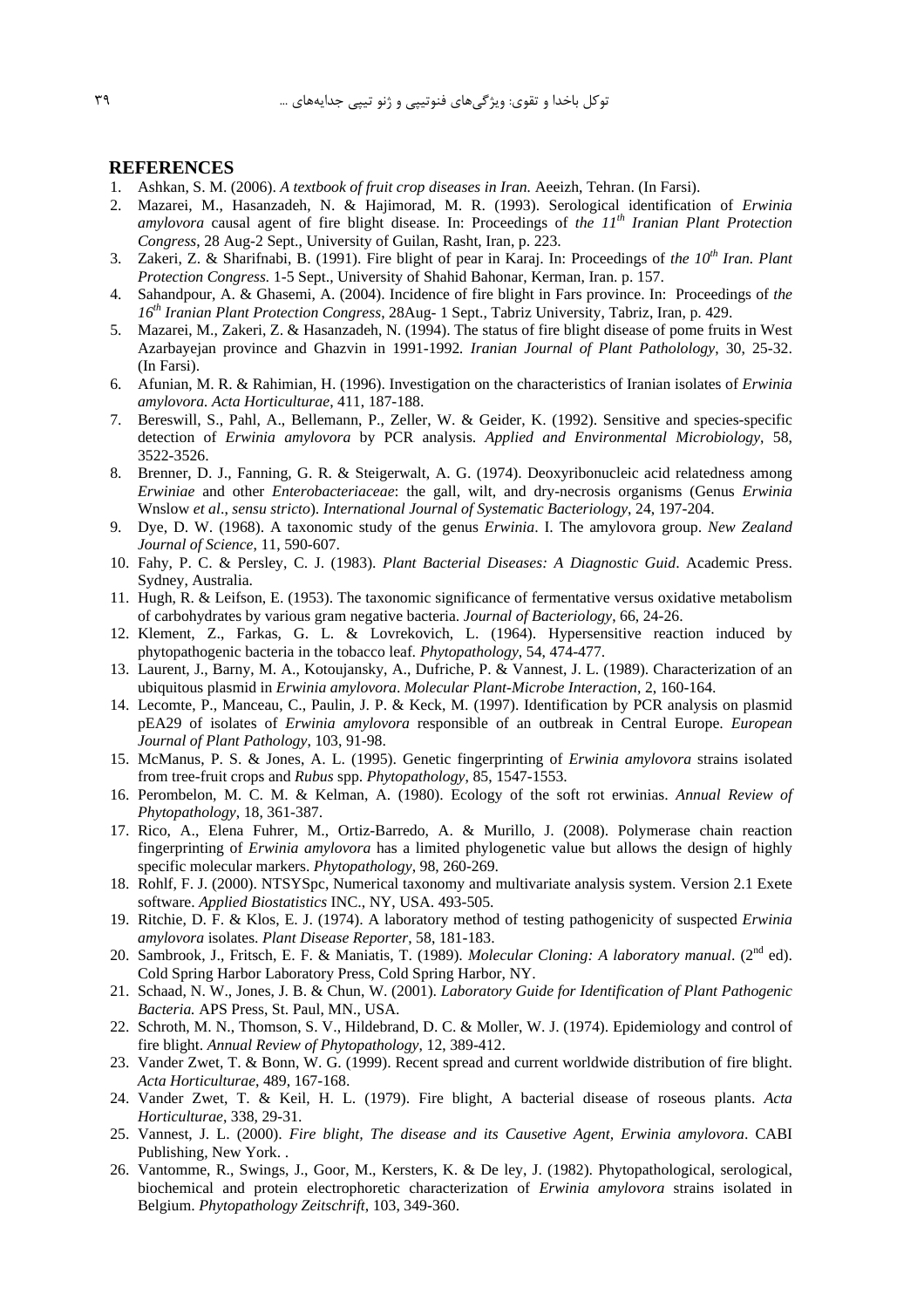## REFERENCES

1. Ashkan, S. M. (2006). *A textbook of fruit crop diseases in Iran.* Aeeizh, Tehran. (In Farsi).
2. Mazarei, M., Hasanzadeh, N. & Hajimorad, M. R. (1993). Serological identification of *Erwinia amylovora* causal agent of fire blight disease. In: Proceedings of *the 11th Iranian Plant Protection Congress*, 28 Aug-2 Sept., University of Guilan, Rasht, Iran, p. 223.
3. Zakeri, Z. & Sharifnabi, B. (1991). Fire blight of pear in Karaj. In: Proceedings of *the 10th Iran. Plant Protection Congress.* 1-5 Sept., University of Shahid Bahonar, Kerman, Iran. p. 157.
4. Sahandpour, A. & Ghasemi, A. (2004). Incidence of fire blight in Fars province. In: Proceedings of *the 16th Iranian Plant Protection Congress*, 28Aug- 1 Sept., Tabriz University, Tabriz, Iran, p. 429.
5. Mazarei, M., Zakeri, Z. & Hasanzadeh, N. (1994). The status of fire blight disease of pome fruits in West Azarbayejan province and Ghazvin in 1991-1992*. Iranian Journal of Plant Patholology*, 30, 25-32. (In Farsi).
6. Afunian, M. R. & Rahimian, H. (1996). Investigation on the characteristics of Iranian isolates of *Erwinia amylovora. Acta Horticulturae*, 411, 187-188.
7. Bereswill, S., Pahl, A., Bellemann, P., Zeller, W. & Geider, K. (1992). Sensitive and species-specific detection of *Erwinia amylovora* by PCR analysis. *Applied and Environmental Microbiology*, 58, 3522-3526.
8. Brenner, D. J., Fanning, G. R. & Steigerwalt, A. G. (1974). Deoxyribonucleic acid relatedness among *Erwiniae* and other *Enterobacteriaceae*: the gall, wilt, and dry-necrosis organisms (Genus *Erwinia* Wnslow *et al*., *sensu stricto*). *International Journal of Systematic Bacteriology*, 24, 197-204.
9. Dye, D. W. (1968). A taxonomic study of the genus *Erwinia*. I. The amylovora group. *New Zealand Journal of Science*, 11, 590-607.
10. Fahy, P. C. & Persley, C. J. (1983). *Plant Bacterial Diseases: A Diagnostic Guid*. Academic Press. Sydney, Australia.
11. Hugh, R. & Leifson, E. (1953). The taxonomic significance of fermentative versus oxidative metabolism of carbohydrates by various gram negative bacteria. *Journal of Bacteriology*, 66, 24-26.
12. Klement, Z., Farkas, G. L. & Lovrekovich, L. (1964). Hypersensitive reaction induced by phytopathogenic bacteria in the tobacco leaf. *Phytopathology*, 54, 474-477.
13. Laurent, J., Barny, M. A., Kotoujansky, A., Dufriche, P. & Vannest, J. L. (1989). Characterization of an ubiquitous plasmid in *Erwinia amylovora*. *Molecular Plant-Microbe Interaction*, 2, 160-164.
14. Lecomte, P., Manceau, C., Paulin, J. P. & Keck, M. (1997). Identification by PCR analysis on plasmid pEA29 of isolates of *Erwinia amylovora* responsible of an outbreak in Central Europe. *European Journal of Plant Pathology*, 103, 91-98.
15. McManus, P. S. & Jones, A. L. (1995). Genetic fingerprinting of *Erwinia amylovora* strains isolated from tree-fruit crops and *Rubus* spp. *Phytopathology*, 85, 1547-1553.
16. Perombelon, M. C. M. & Kelman, A. (1980). Ecology of the soft rot erwinias. *Annual Review of Phytopathology*, 18, 361-387.
17. Rico, A., Elena Fuhrer, M., Ortiz-Barredo, A. & Murillo, J. (2008). Polymerase chain reaction fingerprinting of *Erwinia amylovora* has a limited phylogenetic value but allows the design of highly specific molecular markers. *Phytopathology*, 98, 260-269.
18. Rohlf, F. J. (2000). NTSYSpc, Numerical taxonomy and multivariate analysis system. Version 2.1 Exete software. *Applied Biostatistics* INC., NY, USA. 493-505.
19. Ritchie, D. F. & Klos, E. J. (1974). A laboratory method of testing pathogenicity of suspected *Erwinia amylovora* isolates. *Plant Disease Reporter*, 58, 181-183.
20. Sambrook, J., Fritsch, E. F. & Maniatis, T. (1989). *Molecular Cloning: A laboratory manual*. (2nd ed). Cold Spring Harbor Laboratory Press, Cold Spring Harbor, NY.
21. Schaad, N. W., Jones, J. B. & Chun, W. (2001). *Laboratory Guide for Identification of Plant Pathogenic Bacteria.* APS Press, St. Paul, MN., USA.
22. Schroth, M. N., Thomson, S. V., Hildebrand, D. C. & Moller, W. J. (1974). Epidemiology and control of fire blight. *Annual Review of Phytopathology*, 12, 389-412.
23. Vander Zwet, T. & Bonn, W. G. (1999). Recent spread and current worldwide distribution of fire blight. *Acta Horticulturae*, 489, 167-168.
24. Vander Zwet, T. & Keil, H. L. (1979). Fire blight, A bacterial disease of roseous plants. *Acta Horticulturae*, 338, 29-31.
25. Vannest, J. L. (2000). *Fire blight, The disease and its Causetive Agent, Erwinia amylovora*. CABI Publishing, New York. .
26. Vantomme, R., Swings, J., Goor, M., Kersters, K. & De ley, J. (1982). Phytopathological, serological, biochemical and protein electrophoretic characterization of *Erwinia amylovora* strains isolated in Belgium. *Phytopathology Zeitschrift*, 103, 349-360.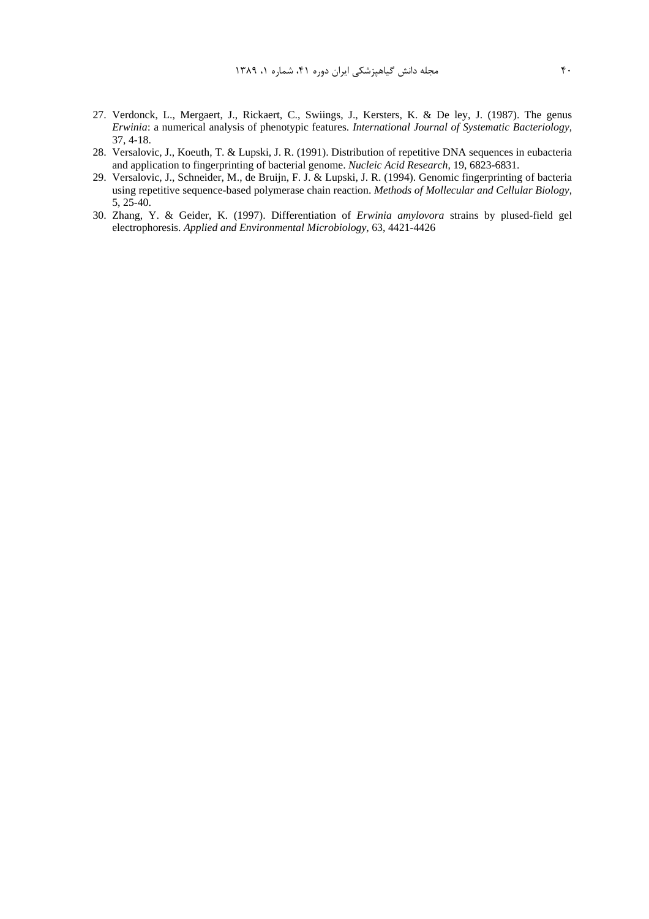27. Verdonck, L., Mergaert, J., Rickaert, C., Swiings, J., Kersters, K. & De ley, J. (1987). The genus *Erwinia*: a numerical analysis of phenotypic features. *International Journal of Systematic Bacteriology*, 37, 4-18.
28. Versalovic, J., Koeuth, T. & Lupski, J. R. (1991). Distribution of repetitive DNA sequences in eubacteria and application to fingerprinting of bacterial genome. *Nucleic Acid Research*, 19, 6823-6831.
29. Versalovic, J., Schneider, M., de Bruijn, F. J. & Lupski, J. R. (1994). Genomic fingerprinting of bacteria using repetitive sequence-based polymerase chain reaction. *Methods of Mollecular and Cellular Biology*, 5, 25-40.
30. Zhang, Y. & Geider, K. (1997). Differentiation of *Erwinia amylovora* strains by plused-field gel electrophoresis. *Applied and Environmental Microbiology*, 63, 4421-4426